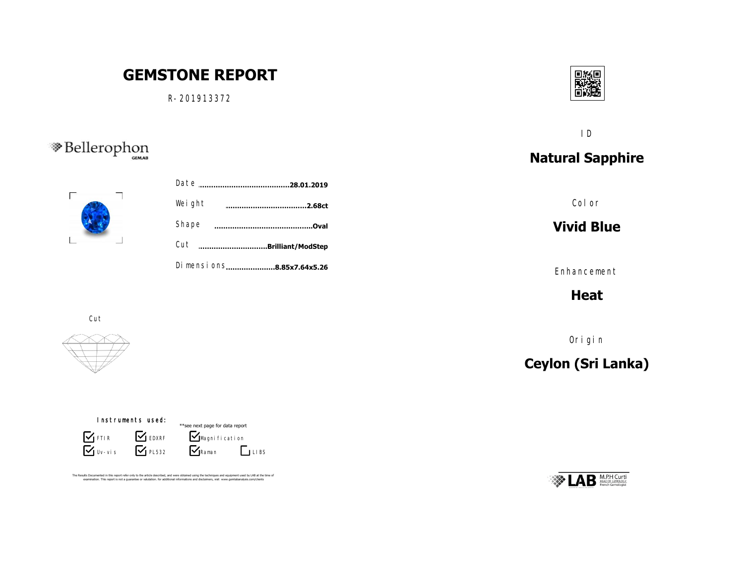# GEMSTONE REPORT

R-201913372

Bellerophon GEMLAB

Date ........................................28.01.2019

Weight ...................................2.68ct

Shape ...........................................Oval

Cut ..............................Brilliant/ModStep

Dimensions......................8.85x7.64x5.26

Cut

Instruments used:

**see next page for data report

- [x] FTIR
- [x] EDXRF
- [x] Magnification
- [x] Uv-vis
- [x] PL532
- [x] Raman
- [ ] LIBS

The Results Documented in this report refer only to the article described, and were obtained using the techniques and equipment used by LAB at the time of examination. This report is not a guarantee or valutation. for additional informations and disclaimers, visit www.gemlabanalysis.com/clients

ID

**Natural Sapphire**

Color

**Vivid Blue**

Enhancement

**Heat**

Origin

**Ceylon (Sri Lanka)**

LAB M.P.H Curti HEAD OF GEMOLOGY French Gemologist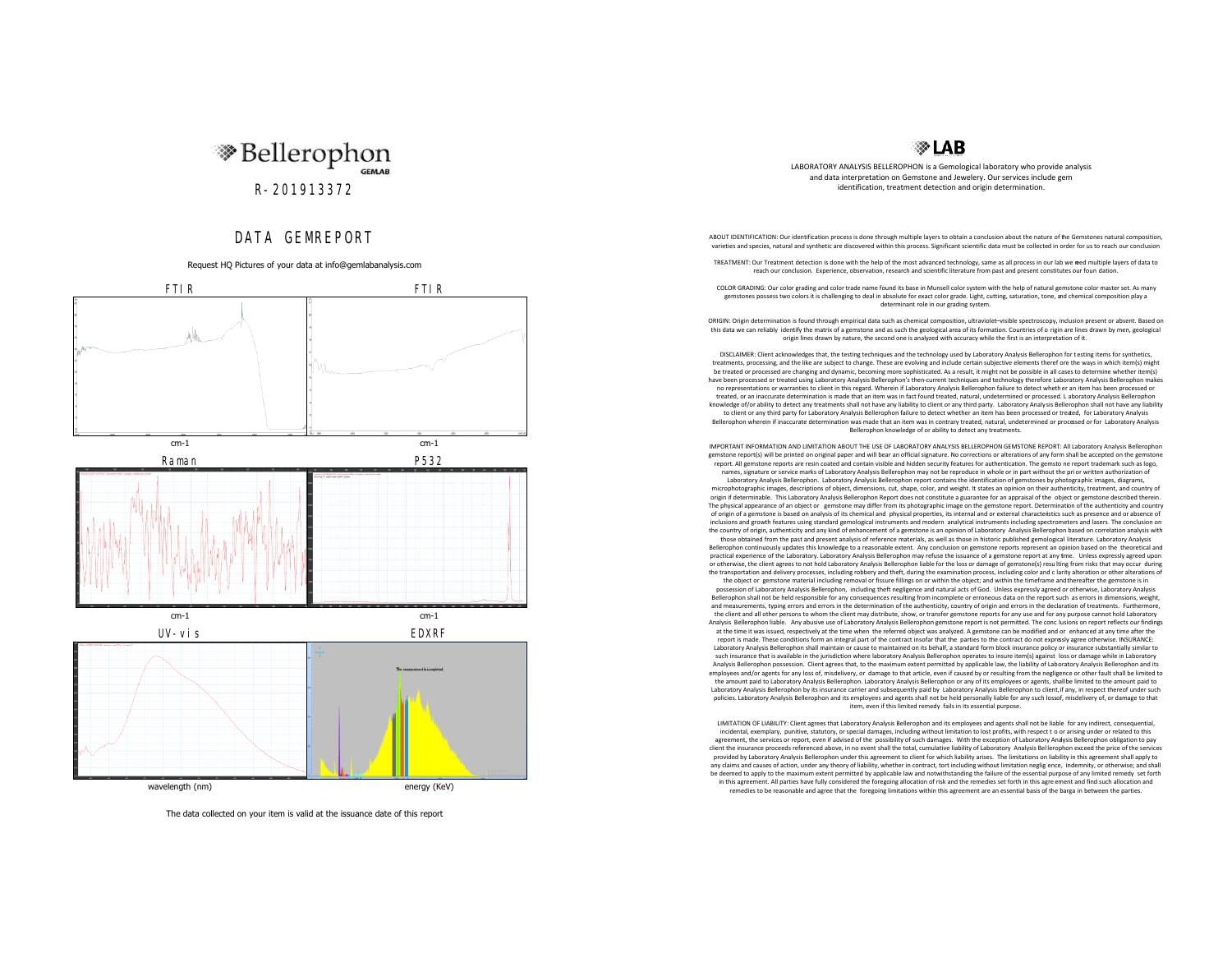Bellerophon GEMLAB

R-201913372

# DATA GEMREPORT

Request HQ Pictures of your data at info@gemlabanalysis.com

FTIR

cm-1

FTIR

cm-1

Raman

cm-1

P532

cm-1

UV-vis

wavelength (nm)

EDXRF

The measurement is completed

energy (KeV)

The data collected on your item is valid at the issuance date of this report

LAB

LABORATORY ANALYSIS BELLEROPHON is a Gemological laboratory who provide analysis and data interpretation on Gemstone and Jewelery. Our services include gem identification, treatment detection and origin determination.

ABOUT IDENTIFICATION: Our identification process is done through multiple layers to obtain a conclusion about the nature of the Gemstones natural composition, varieties and species, natural and synthetic are discovered within this process. Significant scientific data must be collected in order for us to reach our conclusion

TREATMENT: Our Treatment detection is done with the help of the most advanced technology, same as all process in our lab we need multiple layers of data to reach our conclusion. Experience, observation, research and scientific literature from past and present constitutes our foun dation.

COLOR GRADING: Our color grading and color trade name found its base in Munsell color system with the help of natural gemstone color master set. As many gemstones possess two colors it is challenging to deal in absolute for exact color grade. Light, cutting, saturation, tone, and chemical composition play a determinant role in our grading system.

ORIGIN: Origin determination is found through empirical data such as chemical composition, ultraviolet–visible spectroscopy, inclusion present or absent. Based on this data we can reliably identify the matrix of a gemstone and as such the geological area of its formation. Countries of o rigin are lines drawn by men, geological origin lines drawn by nature, the second one is analyzed with accuracy while the first is an interpretation of it.

DISCLAIMER: Client acknowledges that, the testing techniques and the technology used by Laboratory Analysis Bellerophon for t esting items for synthetics, treatments, processing, and the like are subject to change. These are evolving and include certain subjective elements theref ore the ways in which item(s) might be treated or processed are changing and dynamic, becoming more sophisticated. As a result, it might not be possible in all cases to determine whether item(s) have been processed or treated using Laboratory Analysis Bellerophon's then-current techniques and technology therefore Laboratory Analysis Bellerophon makes no representations or warranties to client in this regard. Wherein if Laboratory Analysis Bellerophon failure to detect wheth er an item has been processed or treated, or an inaccurate determination is made that an item was in fact found treated, natural, undetermined or processed. L aboratory Analysis Bellerophon knowledge of/or ability to detect any treatments shall not have any liability to client or any third party. Laboratory Analysis Bellerophon shall not have any liability to client or any third party for Laboratory Analysis Bellerophon failure to detect whether an item has been processed or treated, for Laboratory Analysis Bellerophon wherein if inaccurate determination was made that an item was in contrary treated, natural, undetermined or processed or for Laboratory Analysis Bellerophon knowledge of or ability to detect any treatments.

IMPORTANT INFORMATION AND LIMITATION ABOUT THE USE OF LABORATORY ANALYSIS BELLEROPHON GEMSTONE REPORT: All Laboratory Analysis Bellerophon gemstone report(s) will be printed on original paper and will bear an official signature. No corrections or alterations of any form shall be accepted on the gemstone report. All gemstone reports are resin coated and contain visible and hidden security features for authentication. The gemsto ne report trademark such as logo, names, signature or service marks of Laboratory Analysis Bellerophon may not be reproduce in whole or in part without the pri or written authorization of Laboratory Analysis Bellerophon. Laboratory Analysis Bellerophon report contains the identification of gemstones by photographic images, diagrams, microphotographic images, descriptions of object, dimensions, cut, shape, color, and weight. It states an opinion on their authenticity, treatment, and country of origin if determinable. This Laboratory Analysis Bellerophon Report does not constitute a guarantee for an appraisal of the object or gemstone described therein. The physical appearance of an object or gemstone may differ from its photographic image on the gemstone report. Determination of the authenticity and country of origin of a gemstone is based on analysis of its chemical and physical properties, its internal and or external characteristics such as presence and or absence of inclusions and growth features using standard gemological instruments and modern analytical instruments including spectrometers and lasers. The conclusion on the country of origin, authenticity and any kind of enhancement of a gemstone is an opinion of Laboratory Analysis Bellerophon based on correlation analysis with those obtained from the past and present analysis of reference materials, as well as those in historic published gemological literature. Laboratory Analysis Bellerophon continuously updates this knowledge to a reasonable extent. Any conclusion on gemstone reports represent an opinion based on the theoretical and practical experience of the Laboratory. Laboratory Analysis Bellerophon may refuse the issuance of a gemstone report at any time. Unless expressly agreed upon or otherwise, the client agrees to not hold Laboratory Analysis Bellerophon liable for the loss or damage of gemstone(s) resu lting from risks that may occur during the transportation and delivery processes, including robbery and theft, during the examination process, including color and c larity alteration or other alterations of the object or gemstone material including removal or fissure fillings on or within the object; and within the timeframe and thereafter the gemstone is in possession of Laboratory Analysis Bellerophon, including theft negligence and natural acts of God. Unless expressly agreed or otherwise, Laboratory Analysis Bellerophon shall not be held responsible for any consequences resulting from incomplete or erroneous data on the report such as errors in dimensions, weight, and measurements, typing errors and errors in the determination of the authenticity, country of origin and errors in the declaration of treatments. Furthermore, the client and all other persons to whom the client may distribute, show, or transfer gemstone reports for any use and for any purpose cannot hold Laboratory Analysis Bellerophon liable. Any abusive use of Laboratory Analysis Bellerophon gemstone report is not permitted. The conc lusions on report reflects our findings at the time it was issued, respectively at the time when the referred object was analyzed. A gemstone can be modified and or enhanced at any time after the report is made. These conditions form an integral part of the contract insofar that the parties to the contract do not expressly agree otherwise. INSURANCE: Laboratory Analysis Bellerophon shall maintain or cause to maintained on its behalf, a standard form block insurance policy or insurance substantially similar to such insurance that is available in the jurisdiction where laboratory Analysis Bellerophon operates to insure item(s) against loss or damage while in Laboratory Analysis Bellerophon possession. Client agrees that, to the maximum extent permitted by applicable law, the liability of Laboratory Analysis Bellerophon and its employees and/or agents for any loss of, misdelivery, or damage to that article, even if caused by or resulting from the negligence or other fault shall be limited to the amount paid to Laboratory Analysis Bellerophon. Laboratory Analysis Bellerophon or any of its employees or agents, shall be limited to the amount paid to Laboratory Analysis Bellerophon by its insurance carrier and subsequently paid by Laboratory Analysis Bellerophon to client, if any, in respect thereof under such policies. Laboratory Analysis Bellerophon and its employees and agents shall not be held personally liable for any such lossof, misdelivery of, or damage to that item, even if this limited remedy fails in its essential purpose.

LIMITATION OF LIABILITY: Client agrees that Laboratory Analysis Bellerophon and its employees and agents shall not be liable for any indirect, consequential, incidental, exemplary, punitive, statutory, or special damages, including without limitation to lost profits, with respect t o or arising under or related to this agreement, the services or report, even if advised of the possibility of such damages. With the exception of Laboratory Analysis Bellerophon obligation to pay client the insurance proceeds referenced above, in no event shall the total, cumulative liability of Laboratory Analysis Bellerophon exceed the price of the services provided by Laboratory Analysis Bellerophon under this agreement to client for which liability arises. The limitations on liability in this agreement shall apply to any claims and causes of action, under any theory of liability, whether in contract, tort including without limitation neglig ence, indemnity, or otherwise; and shall be deemed to apply to the maximum extent permitted by applicable law and notwithstanding the failure of the essential purpose of any limited remedy set forth in this agreement. All parties have fully considered the foregoing allocation of risk and the remedies set forth in this agre ement and find such allocation and remedies to be reasonable and agree that the foregoing limitations within this agreement are an essential basis of the barga in between the parties.